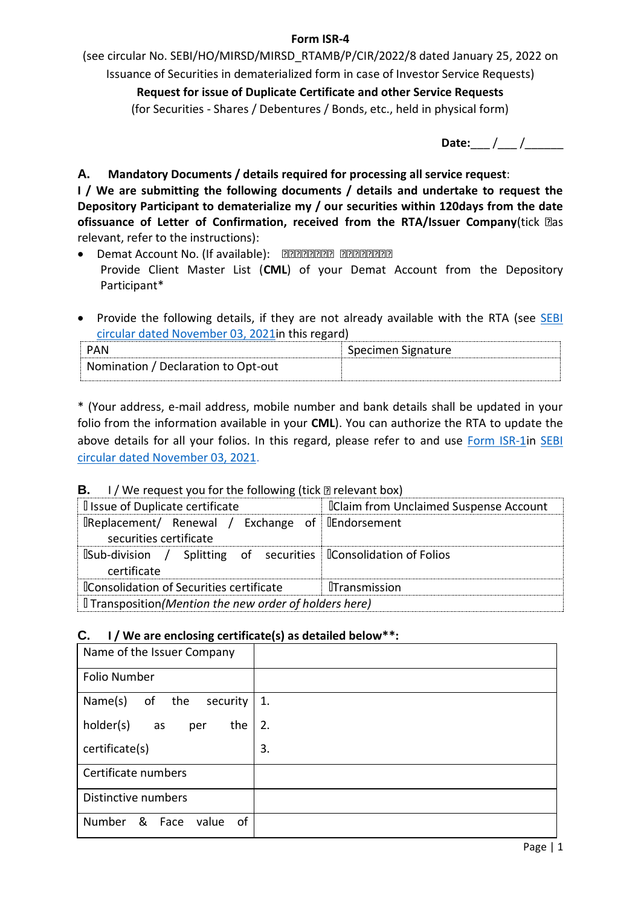**Form ISR-4**

(see circular No. SEBI/HO/MIRSD/MIRSD_RTAMB/P/CIR/2022/8 dated January 25, 2022 on Issuance of Securities in dematerialized form in case of Investor Service Requests)

**Request for issue of Duplicate Certificate and other Service Requests**

(for Securities - Shares / Debentures / Bonds, etc., held in physical form)

**Date:**___ /___ /______

**A. Mandatory Documents / details required for processing all service request**:

**I / We are submitting the following documents / details and undertake to request the Depository Participant to dematerialize my / our securities within 120days from the date ofissuance of Letter of Confirmation, received from the RTA/Issuer Company**(tick ☐as relevant, refer to the instructions):

- Demat Account No. (If available): ☐☐☐☐☐☐☐☐ ☐☐☐☐☐☐☐☐
  Provide Client Master List (**CML**) of your Demat Account from the Depository Participant*

- Provide the following details, if they are not already available with the RTA (see SEBI circular dated November 03, 2021in this regard)

| PAN | Specimen Signature |
|---|---|
| Nomination / Declaration to Opt-out | |

* (Your address, e-mail address, mobile number and bank details shall be updated in your folio from the information available in your **CML**). You can authorize the RTA to update the above details for all your folios. In this regard, please refer to and use Form ISR-1in SEBI circular dated November 03, 2021.

**B.** I / We request you for the following (tick ☐ relevant box)

| | |
|---|---|
| ☐ Issue of Duplicate certificate | ☐Claim from Unclaimed Suspense Account |
| ☐Replacement/ Renewal / Exchange of securities certificate | ☐Endorsement |
| ☐Sub-division / Splitting of securities certificate | ☐Consolidation of Folios |
| ☐Consolidation of Securities certificate | ☐Transmission |
| ☐ Transposition*(Mention the new order of holders here)* | |

**C. I / We are enclosing certificate(s) as detailed below\*\*:**

| | |
|---|---|
| Name of the Issuer Company | |
| Folio Number | |
| Name(s) of the security holder(s) as per the certificate(s) | 1.<br>2.<br>3. |
| Certificate numbers | |
| Distinctive numbers | |
| Number & Face value of | |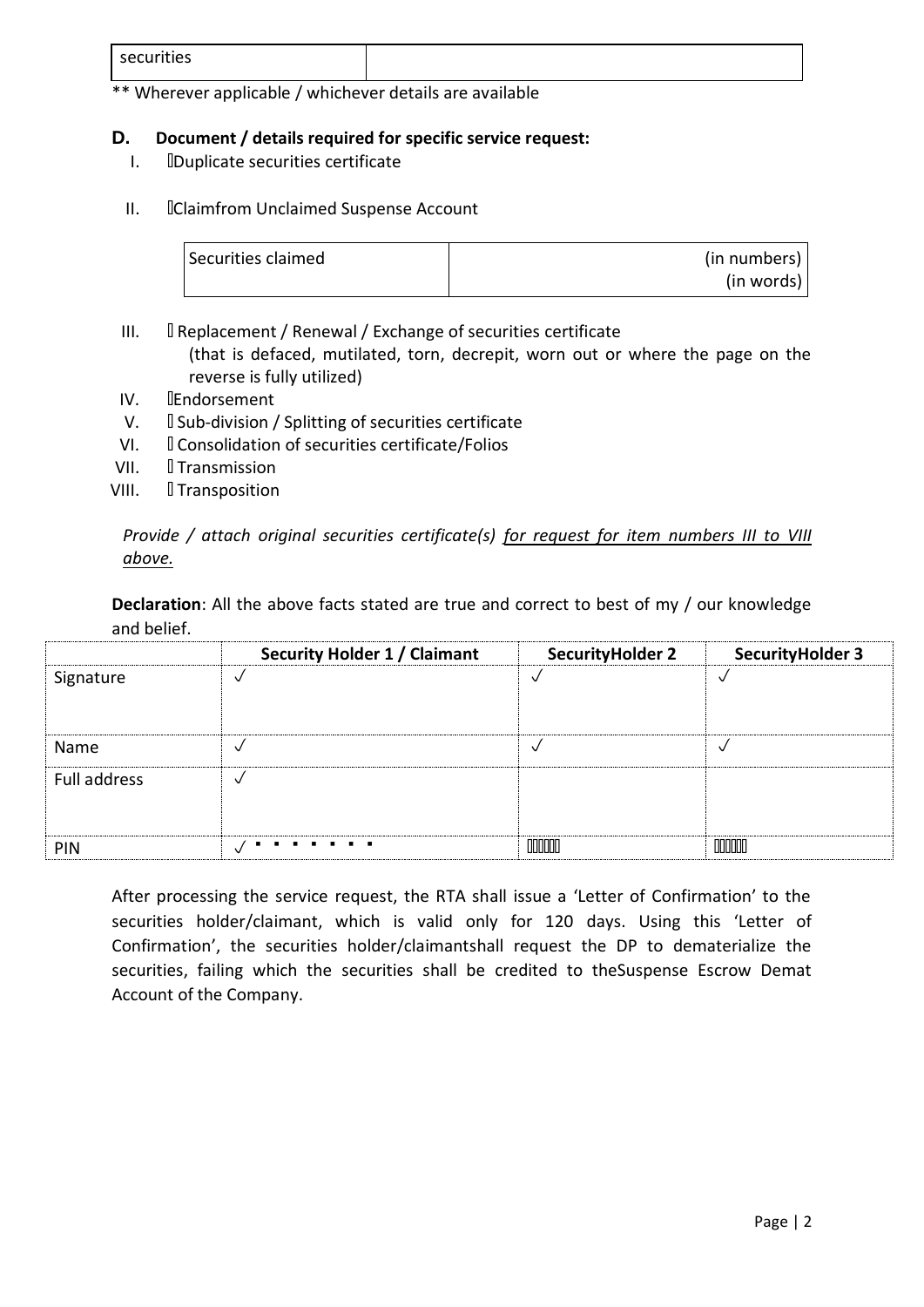| | |
|---|---|
| securities | |

** Wherever applicable / whichever details are available

## D. Document / details required for specific service request:

I. Duplicate securities certificate

II. Claimfrom Unclaimed Suspense Account

| | |
|---|---|
| Securities claimed | (in numbers)<br>(in words) |

III. Replacement / Renewal / Exchange of securities certificate
(that is defaced, mutilated, torn, decrepit, worn out or where the page on the reverse is fully utilized)

IV. Endorsement

V. Sub-division / Splitting of securities certificate

VI. Consolidation of securities certificate/Folios

VII. Transmission

VIII. Transposition

*Provide / attach original securities certificate(s) <u>for request for item numbers III to VIII above.</u>*

**Declaration**: All the above facts stated are true and correct to best of my / our knowledge and belief.

| | Security Holder 1 / Claimant | SecurityHolder 2 | SecurityHolder 3 |
|---|---|---|---|
| Signature | ✓ | ✓ | ✓ |
| Name | ✓ | ✓ | ✓ |
| Full address | ✓ | | |
| PIN | ✓ | | |

After processing the service request, the RTA shall issue a 'Letter of Confirmation' to the securities holder/claimant, which is valid only for 120 days. Using this 'Letter of Confirmation', the securities holder/claimantshall request the DP to dematerialize the securities, failing which the securities shall be credited to theSuspense Escrow Demat Account of the Company.